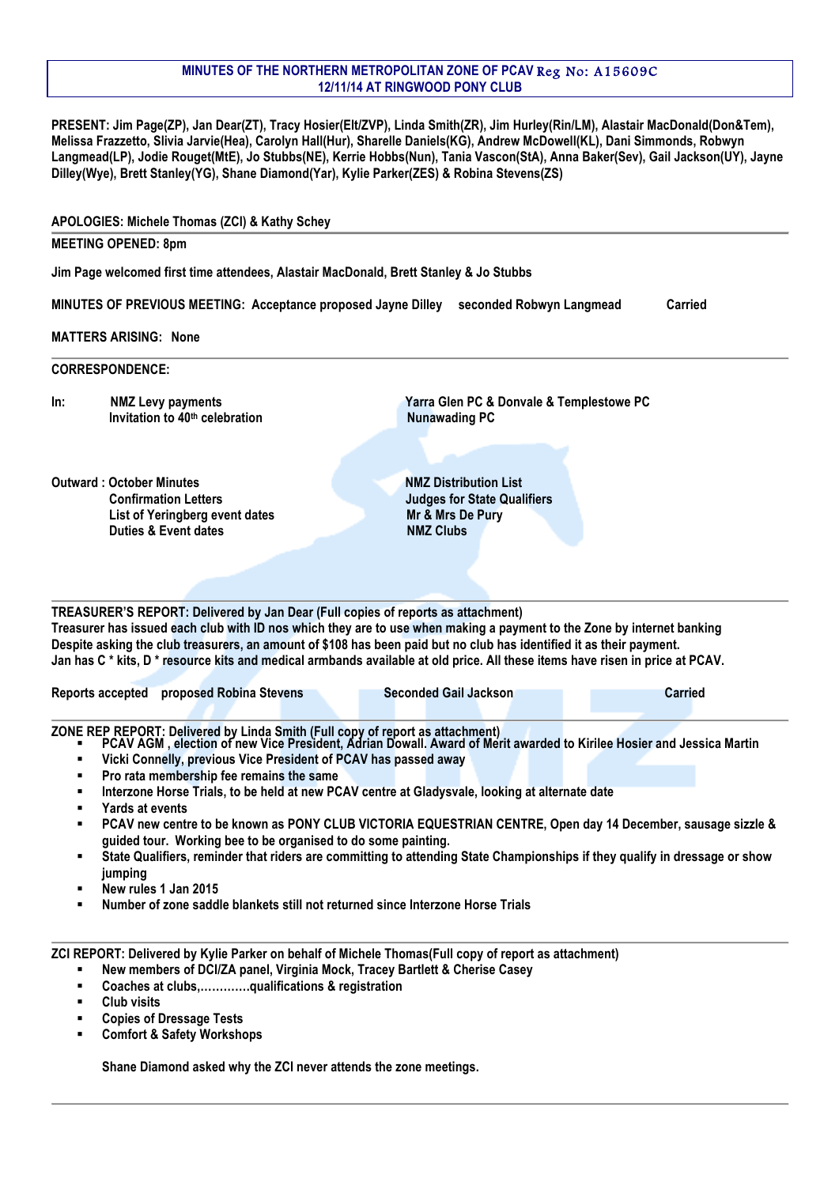**MINUTES OF THE NORTHERN METROPOLITAN ZONE OF PCAV Reg No: A15609C**
**12/11/14 AT RINGWOOD PONY CLUB**

**PRESENT: Jim Page(ZP), Jan Dear(ZT), Tracy Hosier(Elt/ZVP), Linda Smith(ZR), Jim Hurley(Rin/LM), Alastair MacDonald(Don&Tem), Melissa Frazzetto, Slivia Jarvie(Hea), Carolyn Hall(Hur), Sharelle Daniels(KG), Andrew McDowell(KL), Dani Simmonds, Robwyn Langmead(LP), Jodie Rouget(MtE), Jo Stubbs(NE), Kerrie Hobbs(Nun), Tania Vascon(StA), Anna Baker(Sev), Gail Jackson(UY), Jayne Dilley(Wye), Brett Stanley(YG), Shane Diamond(Yar), Kylie Parker(ZES) & Robina Stevens(ZS)**

**APOLOGIES: Michele Thomas (ZCI) & Kathy Schey**

**MEETING OPENED: 8pm**

**Jim Page welcomed first time attendees, Alastair MacDonald, Brett Stanley & Jo Stubbs**

**MINUTES OF PREVIOUS MEETING: Acceptance proposed Jayne Dilley seconded Robwyn Langmead Carried**

**MATTERS ARISING: None**

**CORRESPONDENCE:**

**In:**

- **NMZ Levy payments** — **Yarra Glen PC & Donvale & Templestowe PC**
- **Invitation to 40th celebration** — **Nunawading PC**

**Outward:**

- **October Minutes**
- **Confirmation Letters**
- **List of Yeringberg event dates**
- **Duties & Event dates**
- **NMZ Distribution List**
- **Judges for State Qualifiers**
- **Mr & Mrs De Pury**
- **NMZ Clubs**

**TREASURER'S REPORT: Delivered by Jan Dear (Full copies of reports as attachment)**
**Treasurer has issued each club with ID nos which they are to use when making a payment to the Zone by internet banking**
**Despite asking the club treasurers, an amount of $108 has been paid but no club has identified it as their payment.**
**Jan has C * kits, D * resource kits and medical armbands available at old price. All these items have risen in price at PCAV.**

**Reports accepted proposed Robina Stevens Seconded Gail Jackson Carried**

**ZONE REP REPORT: Delivered by Linda Smith (Full copy of report as attachment)**

- **PCAV AGM , election of new Vice President, Adrian Dowall. Award of Merit awarded to Kirilee Hosier and Jessica Martin**
- **Vicki Connelly, previous Vice President of PCAV has passed away**
- **Pro rata membership fee remains the same**
- **Interzone Horse Trials, to be held at new PCAV centre at Gladysvale, looking at alternate date**
- **Yards at events**
- **PCAV new centre to be known as PONY CLUB VICTORIA EQUESTRIAN CENTRE, Open day 14 December, sausage sizzle & guided tour. Working bee to be organised to do some painting.**
- **State Qualifiers, reminder that riders are committing to attending State Championships if they qualify in dressage or show jumping**
- **New rules 1 Jan 2015**
- **Number of zone saddle blankets still not returned since Interzone Horse Trials**

**ZCI REPORT: Delivered by Kylie Parker on behalf of Michele Thomas(Full copy of report as attachment)**

- **New members of DCI/ZA panel, Virginia Mock, Tracey Bartlett & Cherise Casey**
- **Coaches at clubs,………….qualifications & registration**
- **Club visits**
- **Copies of Dressage Tests**
- **Comfort & Safety Workshops**

**Shane Diamond asked why the ZCI never attends the zone meetings.**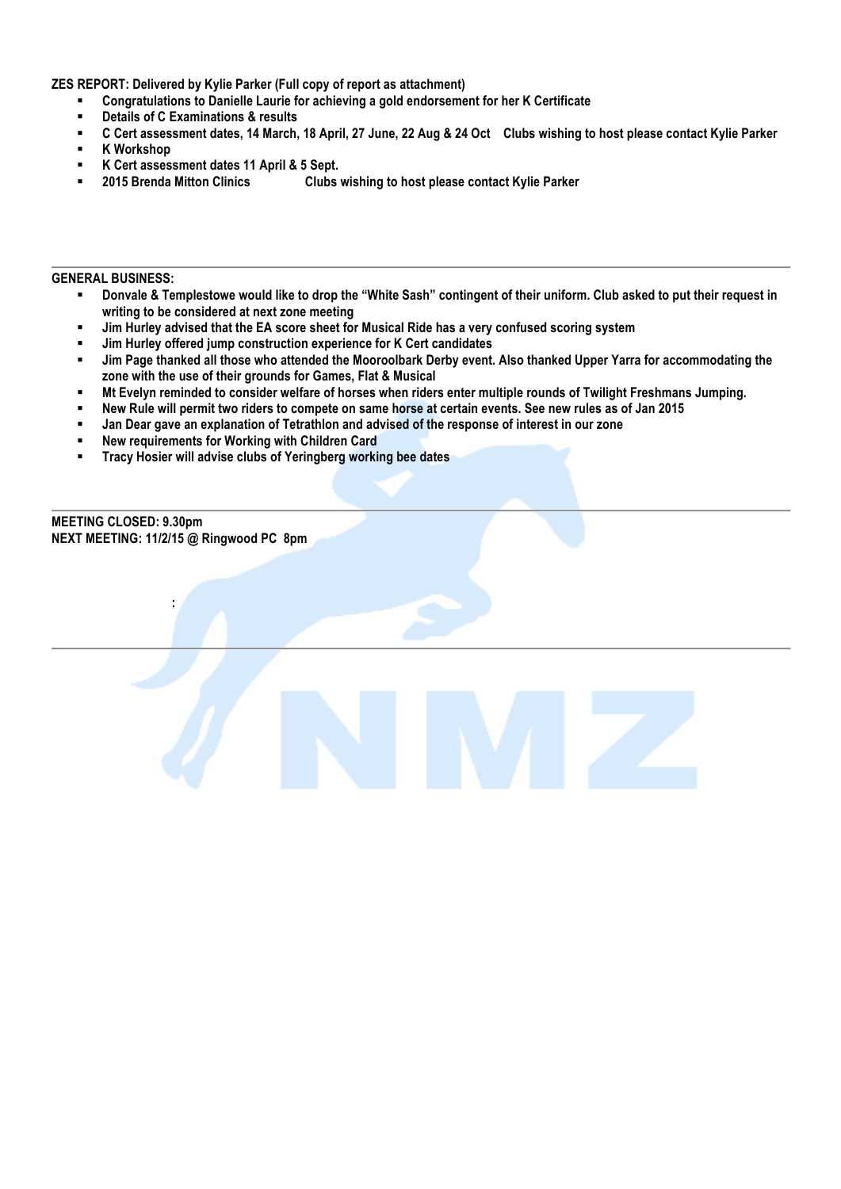**ZES REPORT: Delivered by Kylie Parker (Full copy of report as attachment)**

- **Congratulations to Danielle Laurie for achieving a gold endorsement for her K Certificate**
- **Details of C Examinations & results**
- **C Cert assessment dates, 14 March, 18 April, 27 June, 22 Aug & 24 Oct Clubs wishing to host please contact Kylie Parker**
- **K Workshop**
- **K Cert assessment dates 11 April & 5 Sept.**
- **2015 Brenda Mitton Clinics Clubs wishing to host please contact Kylie Parker**

---

**GENERAL BUSINESS:**

- **Donvale & Templestowe would like to drop the "White Sash" contingent of their uniform. Club asked to put their request in writing to be considered at next zone meeting**
- **Jim Hurley advised that the EA score sheet for Musical Ride has a very confused scoring system**
- **Jim Hurley offered jump construction experience for K Cert candidates**
- **Jim Page thanked all those who attended the Mooroolbark Derby event. Also thanked Upper Yarra for accommodating the zone with the use of their grounds for Games, Flat & Musical**
- **Mt Evelyn reminded to consider welfare of horses when riders enter multiple rounds of Twilight Freshmans Jumping.**
- **New Rule will permit two riders to compete on same horse at certain events. See new rules as of Jan 2015**
- **Jan Dear gave an explanation of Tetrathlon and advised of the response of interest in our zone**
- **New requirements for Working with Children Card**
- **Tracy Hosier will advise clubs of Yeringberg working bee dates**

---

**MEETING CLOSED: 9.30pm**
**NEXT MEETING: 11/2/15 @ Ringwood PC 8pm**

:

---